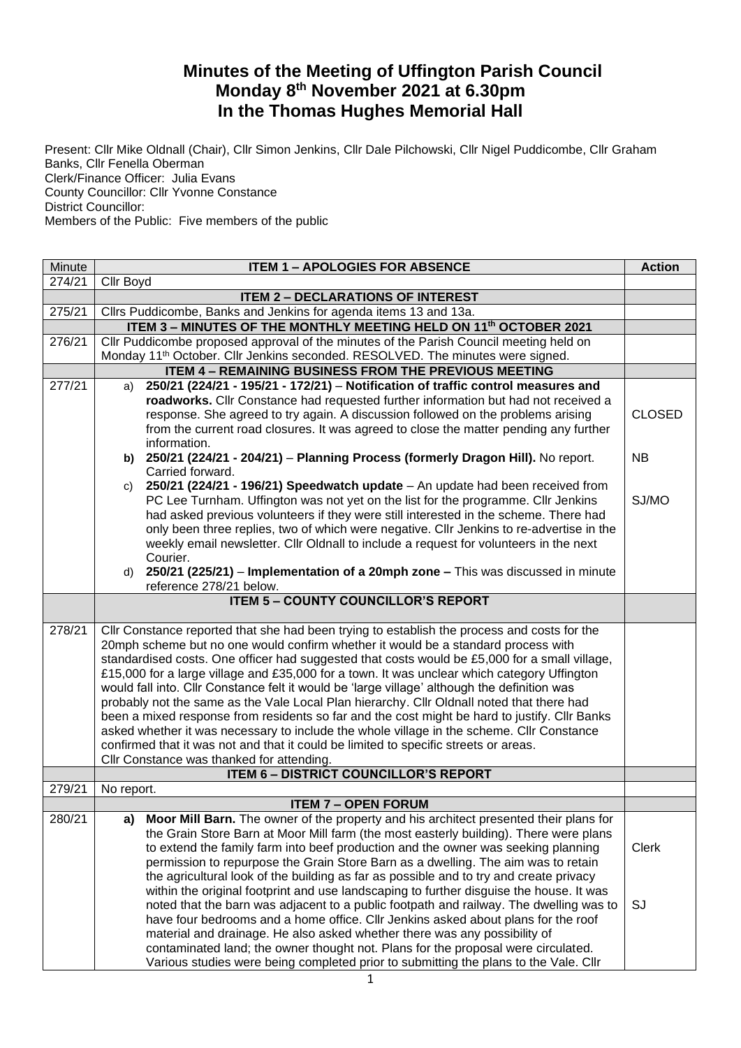# Minutes of the Meeting of Uffington Parish Council
## Monday 8th November 2021 at 6.30pm
## In the Thomas Hughes Memorial Hall

Present: Cllr Mike Oldnall (Chair), Cllr Simon Jenkins, Cllr Dale Pilchowski, Cllr Nigel Puddicombe, Cllr Graham Banks, Cllr Fenella Oberman
Clerk/Finance Officer: Julia Evans
County Councillor: Cllr Yvonne Constance
District Councillor:
Members of the Public: Five members of the public

| Minute | ITEM 1 – APOLOGIES FOR ABSENCE | Action |
|---|---|---|
| 274/21 | Cllr Boyd | |
| | **ITEM 2 – DECLARATIONS OF INTEREST** | |
| 275/21 | Cllrs Puddicombe, Banks and Jenkins for agenda items 13 and 13a. | |
| | **ITEM 3 – MINUTES OF THE MONTHLY MEETING HELD ON 11th OCTOBER 2021** | |
| 276/21 | Cllr Puddicombe proposed approval of the minutes of the Parish Council meeting held on Monday 11th October. Cllr Jenkins seconded. RESOLVED. The minutes were signed. | |
| | **ITEM 4 – REMAINING BUSINESS FROM THE PREVIOUS MEETING** | |
| 277/21 | a) **250/21 (224/21 - 195/21 - 172/21) – Notification of traffic control measures and roadworks.** Cllr Constance had requested further information but had not received a response. She agreed to try again. A discussion followed on the problems arising from the current road closures. It was agreed to close the matter pending any further information.<br>b) **250/21 (224/21 - 204/21) – Planning Process (formerly Dragon Hill).** No report. Carried forward.<br>c) **250/21 (224/21 - 196/21) Speedwatch update** – An update had been received from PC Lee Turnham. Uffington was not yet on the list for the programme. Cllr Jenkins had asked previous volunteers if they were still interested in the scheme. There had only been three replies, two of which were negative. Cllr Jenkins to re-advertise in the weekly email newsletter. Cllr Oldnall to include a request for volunteers in the next Courier.<br>d) **250/21 (225/21) – Implementation of a 20mph zone –** This was discussed in minute reference 278/21 below. | CLOSED<br><br>NB<br><br>SJ/MO |
| | **ITEM 5 – COUNTY COUNCILLOR'S REPORT** | |
| 278/21 | Cllr Constance reported that she had been trying to establish the process and costs for the 20mph scheme but no one would confirm whether it would be a standard process with standardised costs. One officer had suggested that costs would be £5,000 for a small village, £15,000 for a large village and £35,000 for a town. It was unclear which category Uffington would fall into. Cllr Constance felt it would be 'large village' although the definition was probably not the same as the Vale Local Plan hierarchy. Cllr Oldnall noted that there had been a mixed response from residents so far and the cost might be hard to justify. Cllr Banks asked whether it was necessary to include the whole village in the scheme. Cllr Constance confirmed that it was not and that it could be limited to specific streets or areas.<br>Cllr Constance was thanked for attending. | |
| | **ITEM 6 – DISTRICT COUNCILLOR'S REPORT** | |
| 279/21 | No report. | |
| | **ITEM 7 – OPEN FORUM** | |
| 280/21 | a) **Moor Mill Barn.** The owner of the property and his architect presented their plans for the Grain Store Barn at Moor Mill farm (the most easterly building). There were plans to extend the family farm into beef production and the owner was seeking planning permission to repurpose the Grain Store Barn as a dwelling. The aim was to retain the agricultural look of the building as far as possible and to try and create privacy within the original footprint and use landscaping to further disguise the house. It was noted that the barn was adjacent to a public footpath and railway. The dwelling was to have four bedrooms and a home office. Cllr Jenkins asked about plans for the roof material and drainage. He also asked whether there was any possibility of contaminated land; the owner thought not. Plans for the proposal were circulated. Various studies were being completed prior to submitting the plans to the Vale. Cllr | Clerk<br><br>SJ |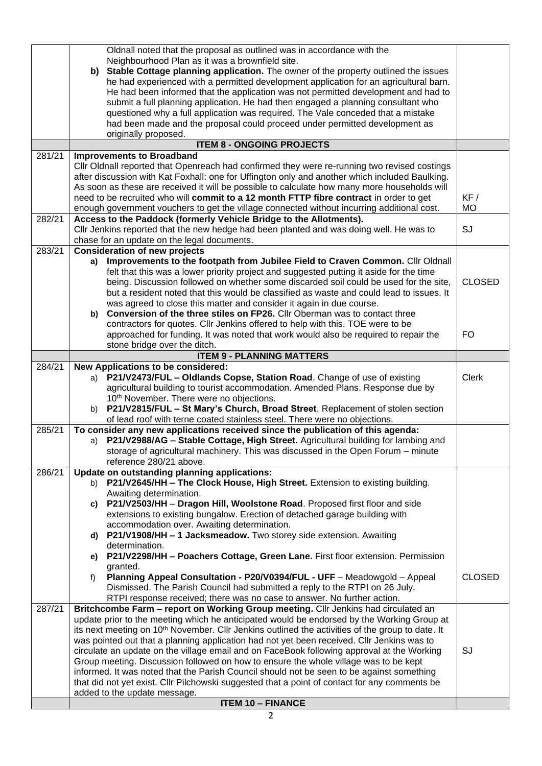| | | |
|---|---|---|
| | Oldnall noted that the proposal as outlined was in accordance with the Neighbourhood Plan as it was a brownfield site.<br>**b) Stable Cottage planning application.** The owner of the property outlined the issues he had experienced with a permitted development application for an agricultural barn. He had been informed that the application was not permitted development and had to submit a full planning application. He had then engaged a planning consultant who questioned why a full application was required. The Vale conceded that a mistake had been made and the proposal could proceed under permitted development as originally proposed. | |
| | **ITEM 8 - ONGOING PROJECTS** | |
| 281/21 | **Improvements to Broadband**<br>Cllr Oldnall reported that Openreach had confirmed they were re-running two revised costings after discussion with Kat Foxhall: one for Uffington only and another which included Baulking. As soon as these are received it will be possible to calculate how many more households will need to be recruited who will **commit to a 12 month FTTP fibre contract** in order to get enough government vouchers to get the village connected without incurring additional cost. | KF / MO |
| 282/21 | **Access to the Paddock (formerly Vehicle Bridge to the Allotments).**<br>Cllr Jenkins reported that the new hedge had been planted and was doing well. He was to chase for an update on the legal documents. | SJ |
| 283/21 | **Consideration of new projects**<br>**a) Improvements to the footpath from Jubilee Field to Craven Common.** Cllr Oldnall felt that this was a lower priority project and suggested putting it aside for the time being. Discussion followed on whether some discarded soil could be used for the site, but a resident noted that this would be classified as waste and could lead to issues. It was agreed to close this matter and consider it again in due course.<br>**b) Conversion of the three stiles on FP26.** Cllr Oberman was to contact three contractors for quotes. Cllr Jenkins offered to help with this. TOE were to be approached for funding. It was noted that work would also be required to repair the stone bridge over the ditch. | CLOSED<br><br>FO |
| | **ITEM 9 - PLANNING MATTERS** | |
| 284/21 | **New Applications to be considered:**<br>a) **P21/V2473/FUL – Oldlands Copse, Station Road**. Change of use of existing agricultural building to tourist accommodation. Amended Plans. Response due by 10th November. There were no objections.<br>b) **P21/V2815/FUL – St Mary's Church, Broad Street**. Replacement of stolen section of lead roof with terne coated stainless steel. There were no objections. | Clerk |
| 285/21 | **To consider any new applications received since the publication of this agenda:**<br>a) **P21/V2988/AG – Stable Cottage, High Street.** Agricultural building for lambing and storage of agricultural machinery. This was discussed in the Open Forum – minute reference 280/21 above. | |
| 286/21 | **Update on outstanding planning applications:**<br>b) **P21/V2645/HH – The Clock House, High Street.** Extension to existing building. Awaiting determination.<br>**c) P21/V2503/HH** – **Dragon Hill, Woolstone Road**. Proposed first floor and side extensions to existing bungalow. Erection of detached garage building with accommodation over. Awaiting determination.<br>**d) P21/V1908/HH – 1 Jacksmeadow.** Two storey side extension. Awaiting determination.<br>**e) P21/V2298/HH – Poachers Cottage, Green Lane.** First floor extension. Permission granted.<br>f) **Planning Appeal Consultation - P20/V0394/FUL - UFF** – Meadowgold – Appeal Dismissed. The Parish Council had submitted a reply to the RTPI on 26 July. RTPI response received; there was no case to answer. No further action. | CLOSED |
| 287/21 | **Britchcombe Farm – report on Working Group meeting.** Cllr Jenkins had circulated an update prior to the meeting which he anticipated would be endorsed by the Working Group at its next meeting on 10th November. Cllr Jenkins outlined the activities of the group to date. It was pointed out that a planning application had not yet been received. Cllr Jenkins was to circulate an update on the village email and on FaceBook following approval at the Working Group meeting. Discussion followed on how to ensure the whole village was to be kept informed. It was noted that the Parish Council should not be seen to be against something that did not yet exist. Cllr Pilchowski suggested that a point of contact for any comments be added to the update message. | SJ |
| | **ITEM 10 – FINANCE** | |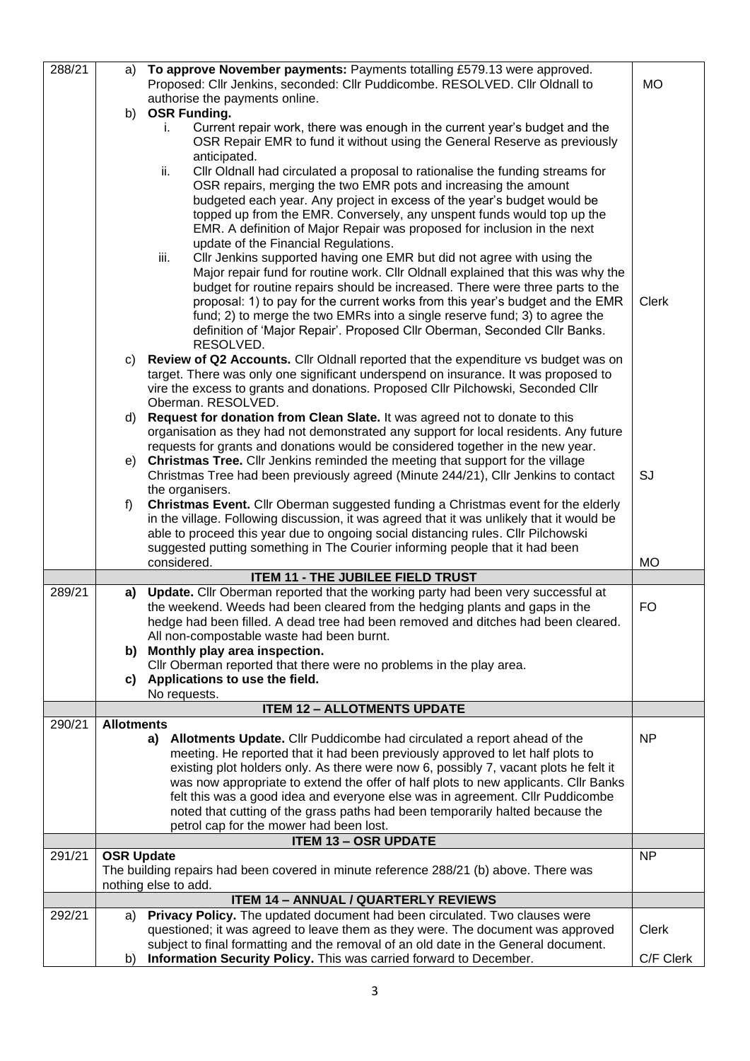| | | |
|---|---|---|
| 288/21 | a) **To approve November payments:** Payments totalling £579.13 were approved. Proposed: Cllr Jenkins, seconded: Cllr Puddicombe. RESOLVED. Cllr Oldnall to authorise the payments online.<br>b) **OSR Funding.**<br>i. Current repair work, there was enough in the current year's budget and the OSR Repair EMR to fund it without using the General Reserve as previously anticipated.<br>ii. Cllr Oldnall had circulated a proposal to rationalise the funding streams for OSR repairs, merging the two EMR pots and increasing the amount budgeted each year. Any project in excess of the year's budget would be topped up from the EMR. Conversely, any unspent funds would top up the EMR. A definition of Major Repair was proposed for inclusion in the next update of the Financial Regulations.<br>iii. Cllr Jenkins supported having one EMR but did not agree with using the Major repair fund for routine work. Cllr Oldnall explained that this was why the budget for routine repairs should be increased. There were three parts to the proposal: 1) to pay for the current works from this year's budget and the EMR fund; 2) to merge the two EMRs into a single reserve fund; 3) to agree the definition of 'Major Repair'. Proposed Cllr Oberman, Seconded Cllr Banks. RESOLVED.<br>c) **Review of Q2 Accounts.** Cllr Oldnall reported that the expenditure vs budget was on target. There was only one significant underspend on insurance. It was proposed to vire the excess to grants and donations. Proposed Cllr Pilchowski, Seconded Cllr Oberman. RESOLVED.<br>d) **Request for donation from Clean Slate.** It was agreed not to donate to this organisation as they had not demonstrated any support for local residents. Any future requests for grants and donations would be considered together in the new year.<br>e) **Christmas Tree.** Cllr Jenkins reminded the meeting that support for the village Christmas Tree had been previously agreed (Minute 244/21), Cllr Jenkins to contact the organisers.<br>f) **Christmas Event.** Cllr Oberman suggested funding a Christmas event for the elderly in the village. Following discussion, it was agreed that it was unlikely that it would be able to proceed this year due to ongoing social distancing rules. Cllr Pilchowski suggested putting something in The Courier informing people that it had been considered. | MO<br><br>Clerk<br><br>SJ<br><br>MO |
| | **ITEM 11 - THE JUBILEE FIELD TRUST** | |
| 289/21 | **a) Update.** Cllr Oberman reported that the working party had been very successful at the weekend. Weeds had been cleared from the hedging plants and gaps in the hedge had been filled. A dead tree had been removed and ditches had been cleared. All non-compostable waste had been burnt.<br>**b) Monthly play area inspection.**<br>Cllr Oberman reported that there were no problems in the play area.<br>**c) Applications to use the field.**<br>No requests. | FO |
| | **ITEM 12 – ALLOTMENTS UPDATE** | |
| 290/21 | **Allotments**<br>**a) Allotments Update.** Cllr Puddicombe had circulated a report ahead of the meeting. He reported that it had been previously approved to let half plots to existing plot holders only. As there were now 6, possibly 7, vacant plots he felt it was now appropriate to extend the offer of half plots to new applicants. Cllr Banks felt this was a good idea and everyone else was in agreement. Cllr Puddicombe noted that cutting of the grass paths had been temporarily halted because the petrol cap for the mower had been lost. | NP |
| | **ITEM 13 – OSR UPDATE** | |
| 291/21 | **OSR Update**<br>The building repairs had been covered in minute reference 288/21 (b) above. There was nothing else to add. | NP |
| | **ITEM 14 – ANNUAL / QUARTERLY REVIEWS** | |
| 292/21 | a) **Privacy Policy.** The updated document had been circulated. Two clauses were questioned; it was agreed to leave them as they were. The document was approved subject to final formatting and the removal of an old date in the General document.<br>b) **Information Security Policy.** This was carried forward to December. | Clerk<br><br>C/F Clerk |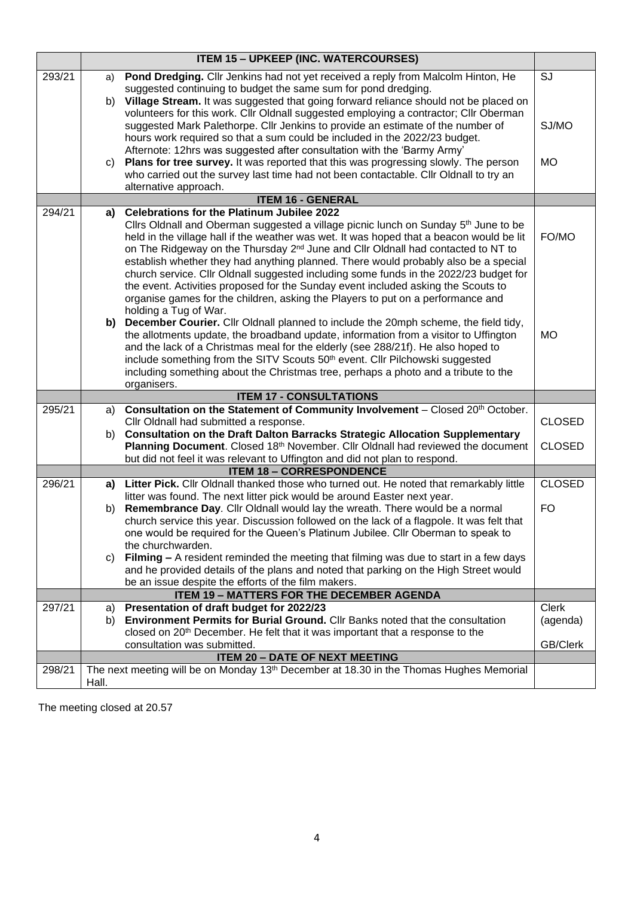| | | |
|---|---|---|
| | **ITEM 15 – UPKEEP (INC. WATERCOURSES)** | |
| 293/21 | a) **Pond Dredging.** Cllr Jenkins had not yet received a reply from Malcolm Hinton, He suggested continuing to budget the same sum for pond dredging. | SJ |
| | b) **Village Stream.** It was suggested that going forward reliance should not be placed on volunteers for this work. Cllr Oldnall suggested employing a contractor; Cllr Oberman suggested Mark Palethorpe. Cllr Jenkins to provide an estimate of the number of hours work required so that a sum could be included in the 2022/23 budget. Afternote: 12hrs was suggested after consultation with the 'Barmy Army' | SJ/MO |
| | c) **Plans for tree survey.** It was reported that this was progressing slowly. The person who carried out the survey last time had not been contactable. Cllr Oldnall to try an alternative approach. | MO |
| | **ITEM 16 - GENERAL** | |
| 294/21 | **a) Celebrations for the Platinum Jubilee 2022** Cllrs Oldnall and Oberman suggested a village picnic lunch on Sunday 5th June to be held in the village hall if the weather was wet. It was hoped that a beacon would be lit on The Ridgeway on the Thursday 2nd June and Cllr Oldnall had contacted to NT to establish whether they had anything planned. There would probably also be a special church service. Cllr Oldnall suggested including some funds in the 2022/23 budget for the event. Activities proposed for the Sunday event included asking the Scouts to organise games for the children, asking the Players to put on a performance and holding a Tug of War. | FO/MO |
| | **b) December Courier.** Cllr Oldnall planned to include the 20mph scheme, the field tidy, the allotments update, the broadband update, information from a visitor to Uffington and the lack of a Christmas meal for the elderly (see 288/21f). He also hoped to include something from the SITV Scouts 50th event. Cllr Pilchowski suggested including something about the Christmas tree, perhaps a photo and a tribute to the organisers. | MO |
| | **ITEM 17 - CONSULTATIONS** | |
| 295/21 | a) **Consultation on the Statement of Community Involvement** – Closed 20th October. Cllr Oldnall had submitted a response. | CLOSED |
| | b) **Consultation on the Draft Dalton Barracks Strategic Allocation Supplementary Planning Document**. Closed 18th November. Cllr Oldnall had reviewed the document but did not feel it was relevant to Uffington and did not plan to respond. | CLOSED |
| | **ITEM 18 – CORRESPONDENCE** | |
| 296/21 | **a) Litter Pick.** Cllr Oldnall thanked those who turned out. He noted that remarkably little litter was found. The next litter pick would be around Easter next year. | CLOSED |
| | b) **Remembrance Day**. Cllr Oldnall would lay the wreath. There would be a normal church service this year. Discussion followed on the lack of a flagpole. It was felt that one would be required for the Queen's Platinum Jubilee. Cllr Oberman to speak to the churchwarden. | FO |
| | c) **Filming –** A resident reminded the meeting that filming was due to start in a few days and he provided details of the plans and noted that parking on the High Street would be an issue despite the efforts of the film makers. | |
| | **ITEM 19 – MATTERS FOR THE DECEMBER AGENDA** | |
| 297/21 | a) **Presentation of draft budget for 2022/23** | Clerk (agenda) |
| | b) **Environment Permits for Burial Ground.** Cllr Banks noted that the consultation closed on 20th December. He felt that it was important that a response to the consultation was submitted. | GB/Clerk |
| | **ITEM 20 – DATE OF NEXT MEETING** | |
| 298/21 | The next meeting will be on Monday 13th December at 18.30 in the Thomas Hughes Memorial Hall. | |

The meeting closed at 20.57